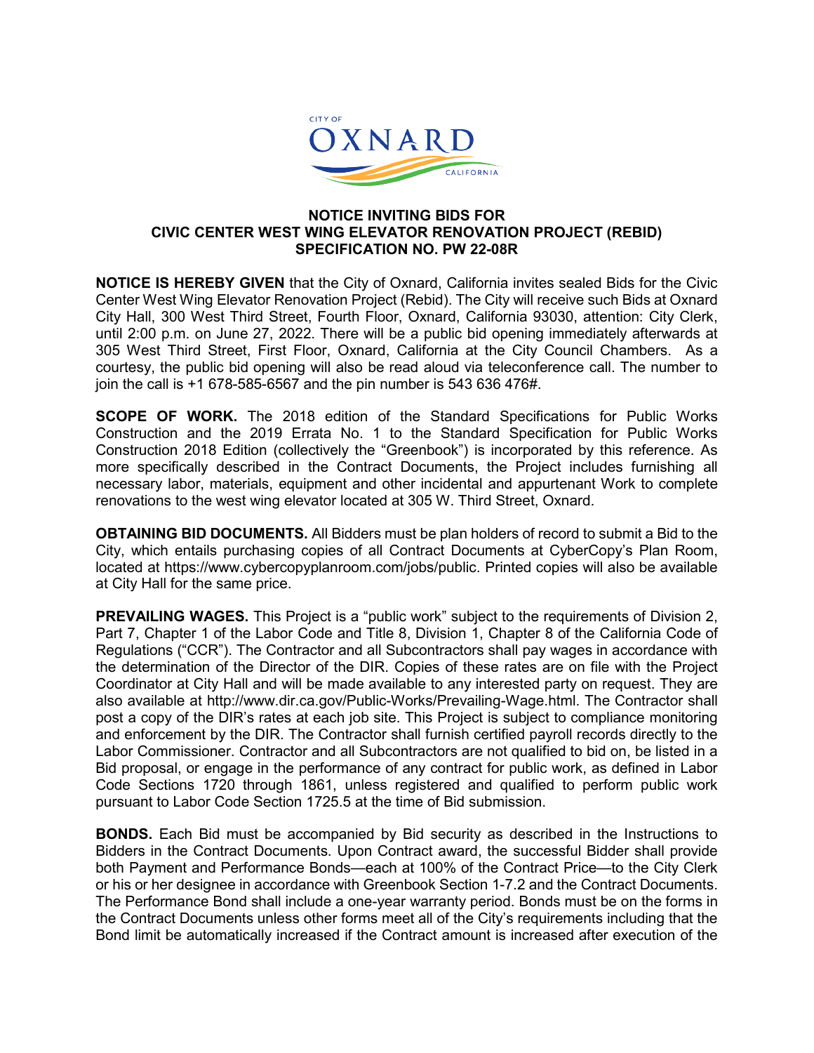CITY OF OXNARD CALIFORNIA

**NOTICE INVITING BIDS FOR**
**CIVIC CENTER WEST WING ELEVATOR RENOVATION PROJECT (REBID)**
**SPECIFICATION NO. PW 22-08R**

**NOTICE IS HEREBY GIVEN** that the City of Oxnard, California invites sealed Bids for the Civic Center West Wing Elevator Renovation Project (Rebid). The City will receive such Bids at Oxnard City Hall, 300 West Third Street, Fourth Floor, Oxnard, California 93030, attention: City Clerk, until 2:00 p.m. on June 27, 2022. There will be a public bid opening immediately afterwards at 305 West Third Street, First Floor, Oxnard, California at the City Council Chambers. As a courtesy, the public bid opening will also be read aloud via teleconference call. The number to join the call is +1 678-585-6567 and the pin number is 543 636 476#.

**SCOPE OF WORK.** The 2018 edition of the Standard Specifications for Public Works Construction and the 2019 Errata No. 1 to the Standard Specification for Public Works Construction 2018 Edition (collectively the "Greenbook") is incorporated by this reference. As more specifically described in the Contract Documents, the Project includes furnishing all necessary labor, materials, equipment and other incidental and appurtenant Work to complete renovations to the west wing elevator located at 305 W. Third Street, Oxnard.

**OBTAINING BID DOCUMENTS.** All Bidders must be plan holders of record to submit a Bid to the City, which entails purchasing copies of all Contract Documents at CyberCopy's Plan Room, located at https://www.cybercopyplanroom.com/jobs/public. Printed copies will also be available at City Hall for the same price.

**PREVAILING WAGES.** This Project is a "public work" subject to the requirements of Division 2, Part 7, Chapter 1 of the Labor Code and Title 8, Division 1, Chapter 8 of the California Code of Regulations ("CCR"). The Contractor and all Subcontractors shall pay wages in accordance with the determination of the Director of the DIR. Copies of these rates are on file with the Project Coordinator at City Hall and will be made available to any interested party on request. They are also available at http://www.dir.ca.gov/Public-Works/Prevailing-Wage.html. The Contractor shall post a copy of the DIR's rates at each job site. This Project is subject to compliance monitoring and enforcement by the DIR. The Contractor shall furnish certified payroll records directly to the Labor Commissioner. Contractor and all Subcontractors are not qualified to bid on, be listed in a Bid proposal, or engage in the performance of any contract for public work, as defined in Labor Code Sections 1720 through 1861, unless registered and qualified to perform public work pursuant to Labor Code Section 1725.5 at the time of Bid submission.

**BONDS.** Each Bid must be accompanied by Bid security as described in the Instructions to Bidders in the Contract Documents. Upon Contract award, the successful Bidder shall provide both Payment and Performance Bonds—each at 100% of the Contract Price—to the City Clerk or his or her designee in accordance with Greenbook Section 1-7.2 and the Contract Documents. The Performance Bond shall include a one-year warranty period. Bonds must be on the forms in the Contract Documents unless other forms meet all of the City's requirements including that the Bond limit be automatically increased if the Contract amount is increased after execution of the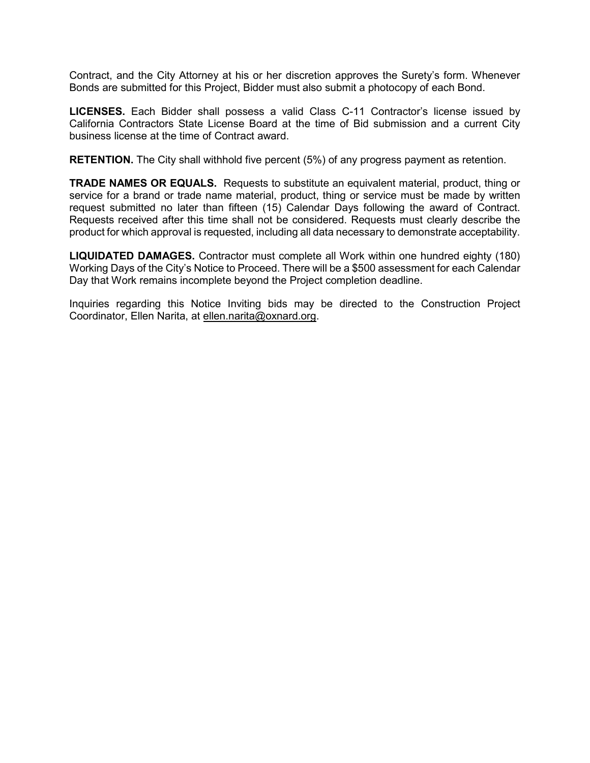Contract, and the City Attorney at his or her discretion approves the Surety's form. Whenever Bonds are submitted for this Project, Bidder must also submit a photocopy of each Bond.

**LICENSES.** Each Bidder shall possess a valid Class C-11 Contractor's license issued by California Contractors State License Board at the time of Bid submission and a current City business license at the time of Contract award.

**RETENTION.** The City shall withhold five percent (5%) of any progress payment as retention.

**TRADE NAMES OR EQUALS.** Requests to substitute an equivalent material, product, thing or service for a brand or trade name material, product, thing or service must be made by written request submitted no later than fifteen (15) Calendar Days following the award of Contract. Requests received after this time shall not be considered. Requests must clearly describe the product for which approval is requested, including all data necessary to demonstrate acceptability.

**LIQUIDATED DAMAGES.** Contractor must complete all Work within one hundred eighty (180) Working Days of the City's Notice to Proceed. There will be a $500 assessment for each Calendar Day that Work remains incomplete beyond the Project completion deadline.

Inquiries regarding this Notice Inviting bids may be directed to the Construction Project Coordinator, Ellen Narita, at ellen.narita@oxnard.org.